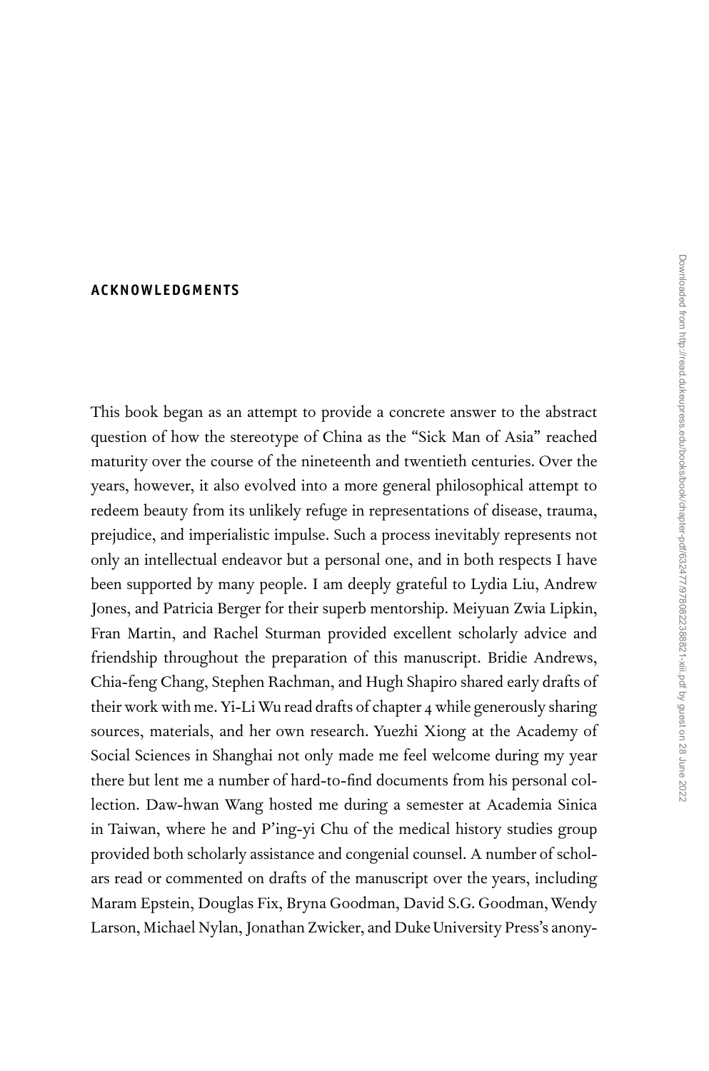## ACKNOWLEDGMENTS

This book began as an attempt to provide a concrete answer to the abstract question of how the stereotype of China as the "Sick Man of Asia" reached maturity over the course of the nineteenth and twentieth centuries. Over the years, however, it also evolved into a more general philosophical attempt to redeem beauty from its unlikely refuge in representations of disease, trauma, prejudice, and imperialistic impulse. Such a process inevitably represents not only an intellectual endeavor but a personal one, and in both respects I have been supported by many people. I am deeply grateful to Lydia Liu, Andrew Jones, and Patricia Berger for their superb mentorship. Meiyuan Zwia Lipkin, Fran Martin, and Rachel Sturman provided excellent scholarly advice and friendship throughout the preparation of this manuscript. Bridie Andrews, Chia-feng Chang, Stephen Rachman, and Hugh Shapiro shared early drafts of their work with me. Yi-Li Wu read drafts of chapter 4 while generously sharing sources, materials, and her own research. Yuezhi Xiong at the Academy of Social Sciences in Shanghai not only made me feel welcome during my year there but lent me a number of hard-to-find documents from his personal collection. Daw-hwan Wang hosted me during a semester at Academia Sinica in Taiwan, where he and P'ing-yi Chu of the medical history studies group provided both scholarly assistance and congenial counsel. A number of scholars read or commented on drafts of the manuscript over the years, including Maram Epstein, Douglas Fix, Bryna Goodman, David S.G. Goodman, Wendy Larson, Michael Nylan, Jonathan Zwicker, and Duke University Press's anony-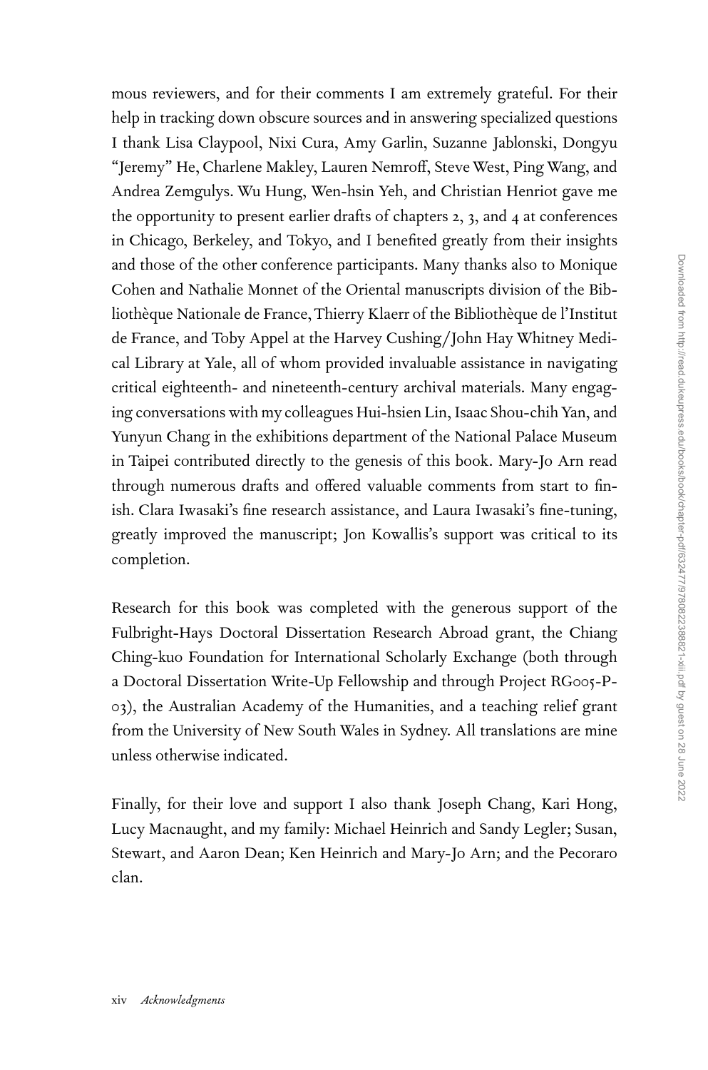mous reviewers, and for their comments I am extremely grateful. For their help in tracking down obscure sources and in answering specialized questions I thank Lisa Claypool, Nixi Cura, Amy Garlin, Suzanne Jablonski, Dongyu "Jeremy" He, Charlene Makley, Lauren Nemroff, Steve West, Ping Wang, and Andrea Zemgulys. Wu Hung, Wen-hsin Yeh, and Christian Henriot gave me the opportunity to present earlier drafts of chapters 2, 3, and 4 at conferences in Chicago, Berkeley, and Tokyo, and I benefited greatly from their insights and those of the other conference participants. Many thanks also to Monique Cohen and Nathalie Monnet of the Oriental manuscripts division of the Bibliothèque Nationale de France, Thierry Klaerr of the Bibliothèque de l'Institut de France, and Toby Appel at the Harvey Cushing/John Hay Whitney Medical Library at Yale, all of whom provided invaluable assistance in navigating critical eighteenth- and nineteenth-century archival materials. Many engaging conversations with my colleagues Hui-hsien Lin, Isaac Shou-chih Yan, and Yunyun Chang in the exhibitions department of the National Palace Museum in Taipei contributed directly to the genesis of this book. Mary-Jo Arn read through numerous drafts and offered valuable comments from start to finish. Clara Iwasaki's fine research assistance, and Laura Iwasaki's fine-tuning, greatly improved the manuscript; Jon Kowallis's support was critical to its completion.

Research for this book was completed with the generous support of the Fulbright-Hays Doctoral Dissertation Research Abroad grant, the Chiang Ching-kuo Foundation for International Scholarly Exchange (both through a Doctoral Dissertation Write-Up Fellowship and through Project RG005-P-03), the Australian Academy of the Humanities, and a teaching relief grant from the University of New South Wales in Sydney. All translations are mine unless otherwise indicated.

Finally, for their love and support I also thank Joseph Chang, Kari Hong, Lucy Macnaught, and my family: Michael Heinrich and Sandy Legler; Susan, Stewart, and Aaron Dean; Ken Heinrich and Mary-Jo Arn; and the Pecoraro clan.